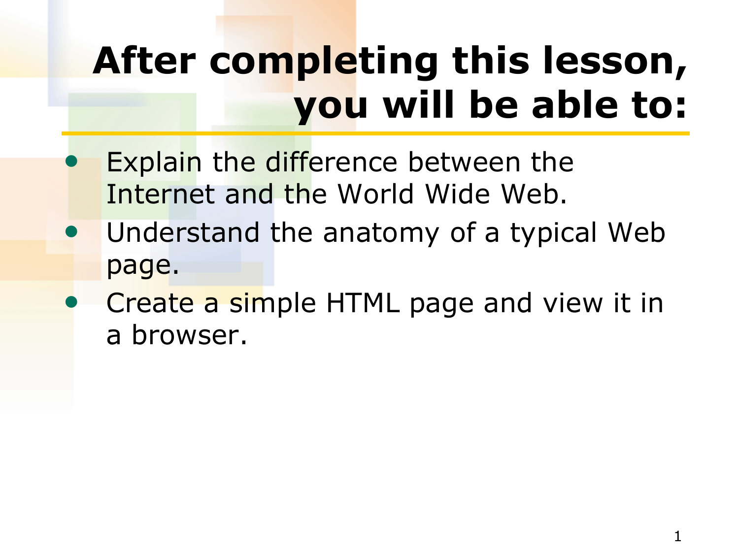# After completing this lesson, you will be able to:

- Explain the difference between the Internet and the World Wide Web.
- Understand the anatomy of a typical Web page.
- Create a simple HTML page and view it in a browser.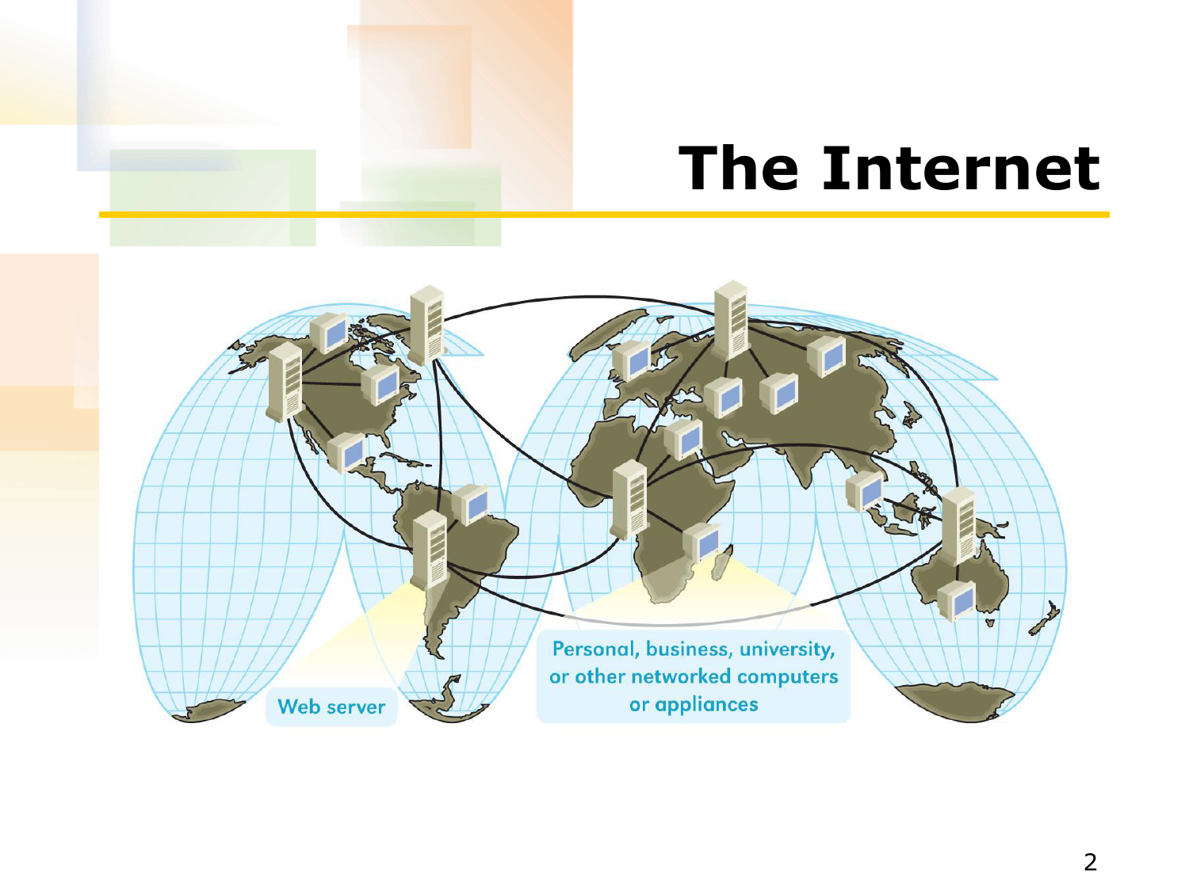# The Internet

Web server

Personal, business, university, or other networked computers or appliances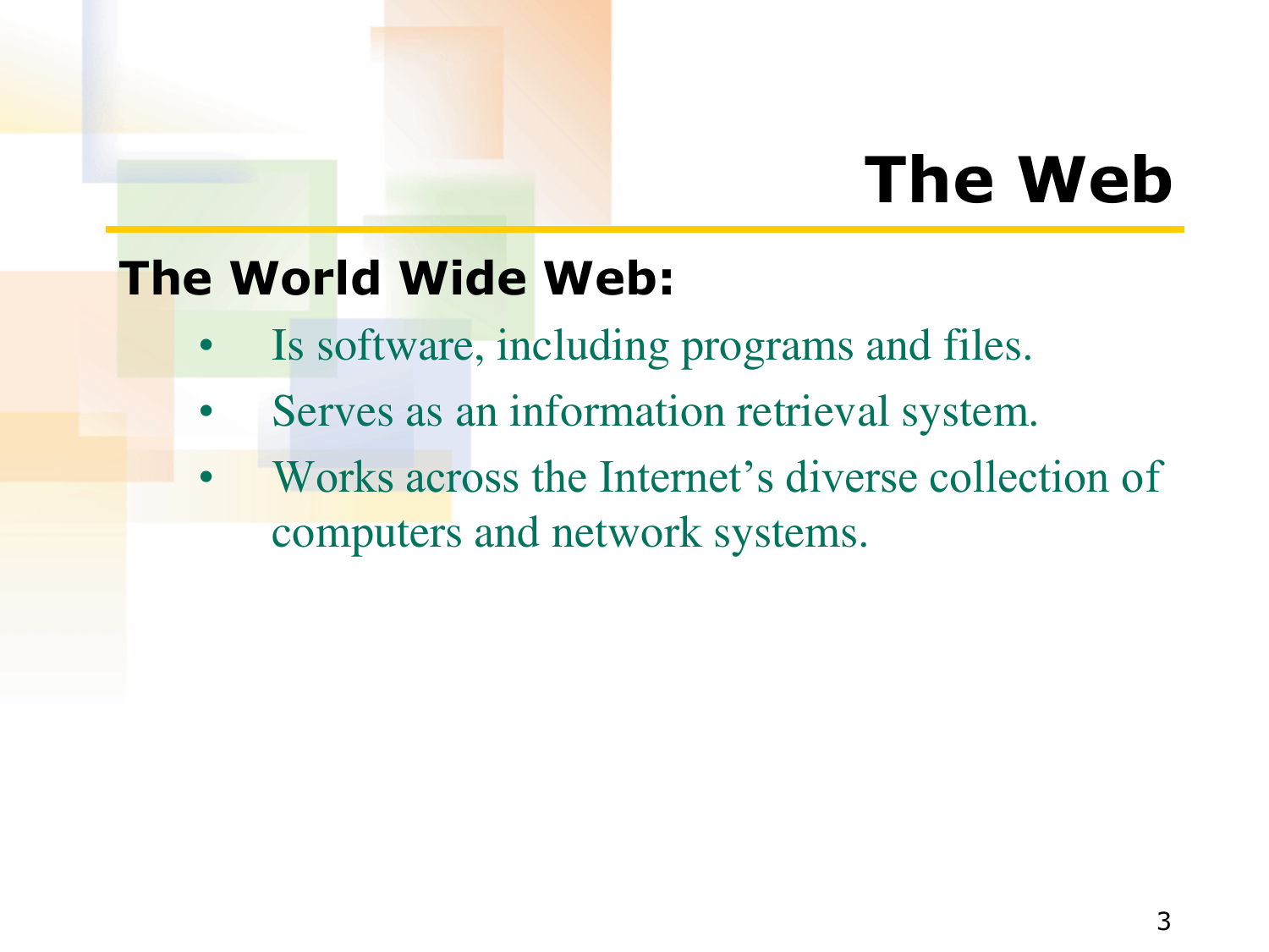# The Web

**The World Wide Web:**

- Is software, including programs and files.
- Serves as an information retrieval system.
- Works across the Internet’s diverse collection of computers and network systems.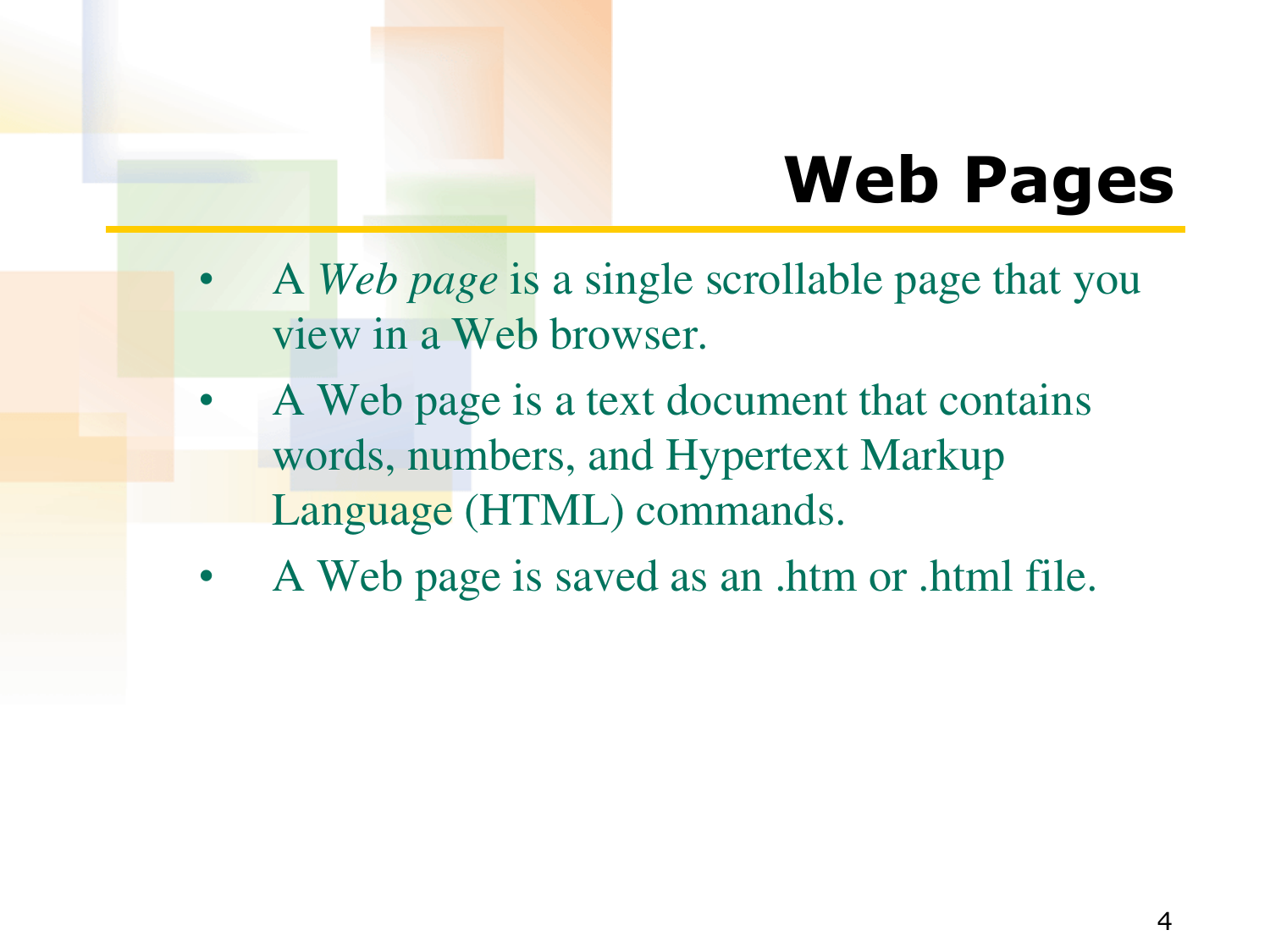# Web Pages

- A *Web page* is a single scrollable page that you view in a Web browser.
- A Web page is a text document that contains words, numbers, and Hypertext Markup Language (HTML) commands.
- A Web page is saved as an .htm or .html file.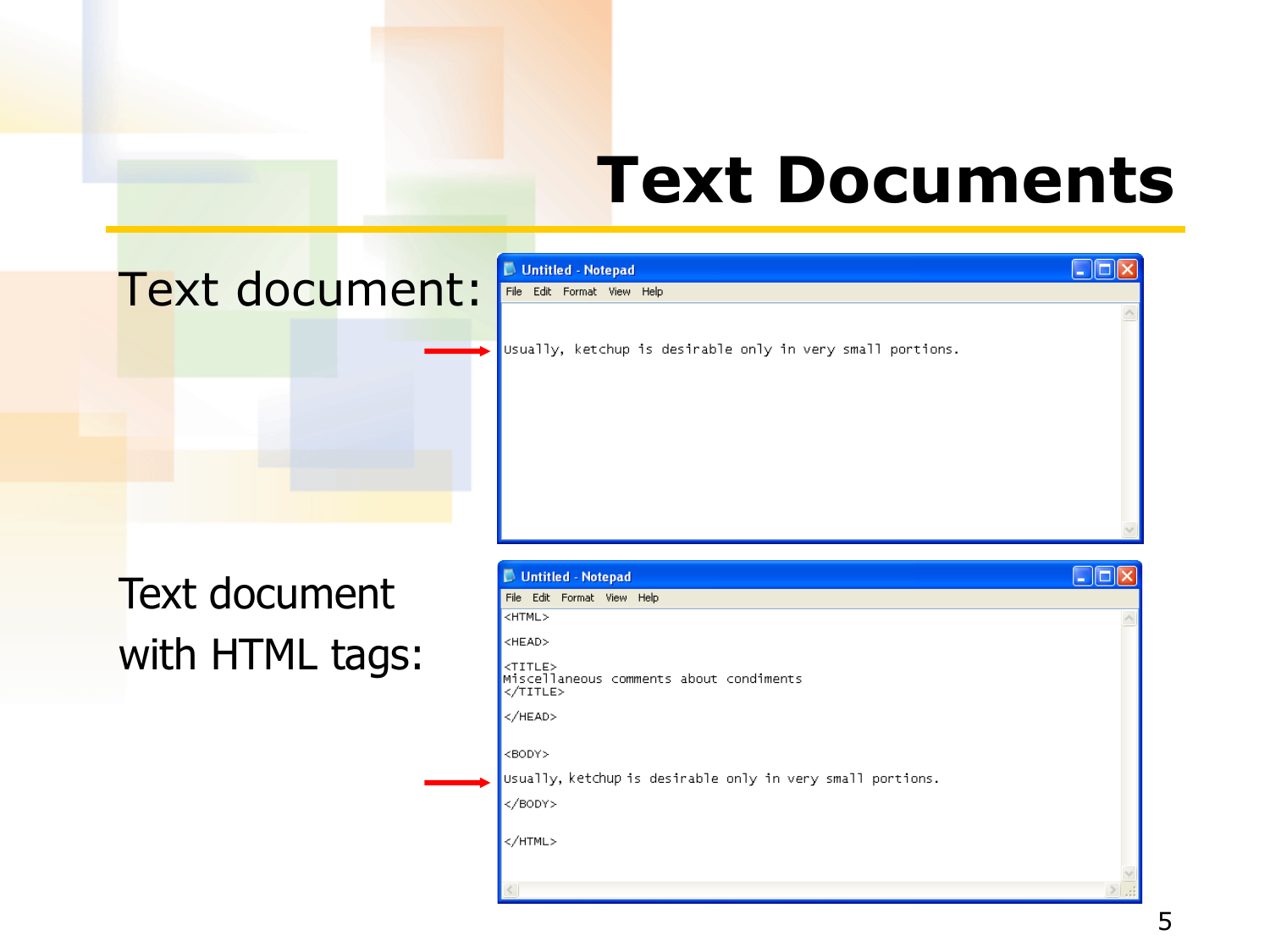# Text Documents

Text document:

```
Usually, ketchup is desirable only in very small portions.
```

Text document with HTML tags:

```
<HTML>

<HEAD>

<TITLE>
Miscellaneous comments about condiments
</TITLE>

</HEAD>


<BODY>

Usually, ketchup is desirable only in very small portions.

</BODY>


</HTML>
```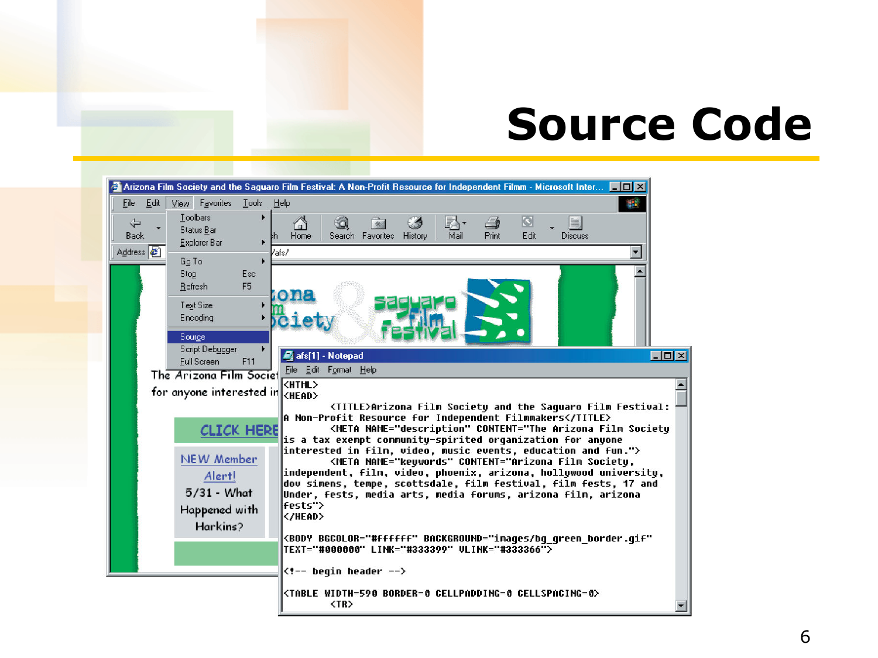# Source Code

```
<HTML>
<HEAD>
	<TITLE>Arizona Film Society and the Saguaro Film Festival:
A Non-Profit Resource for Independent Filmmakers</TITLE>
	<META NAME="description" CONTENT="The Arizona Film Society
is a tax exempt community-spirited organization for anyone
interested in film, video, music events, education and fun.">
	<META NAME="keywords" CONTENT="Arizona Film Society,
independent, film, video, phoenix, arizona, hollywood university,
dov simens, tempe, scottsdale, film festival, film fests, 17 and
Under, fests, media arts, media forums, arizona film, arizona
fests">
</HEAD>

<BODY BGCOLOR="#ffffff" BACKGROUND="images/bg_green_border.gif"
TEXT="#000000" LINK="#333399" VLINK="#333366">

<!-- begin header -->

<TABLE WIDTH=590 BORDER=0 CELLPADDING=0 CELLSPACING=0>
	<TR>
```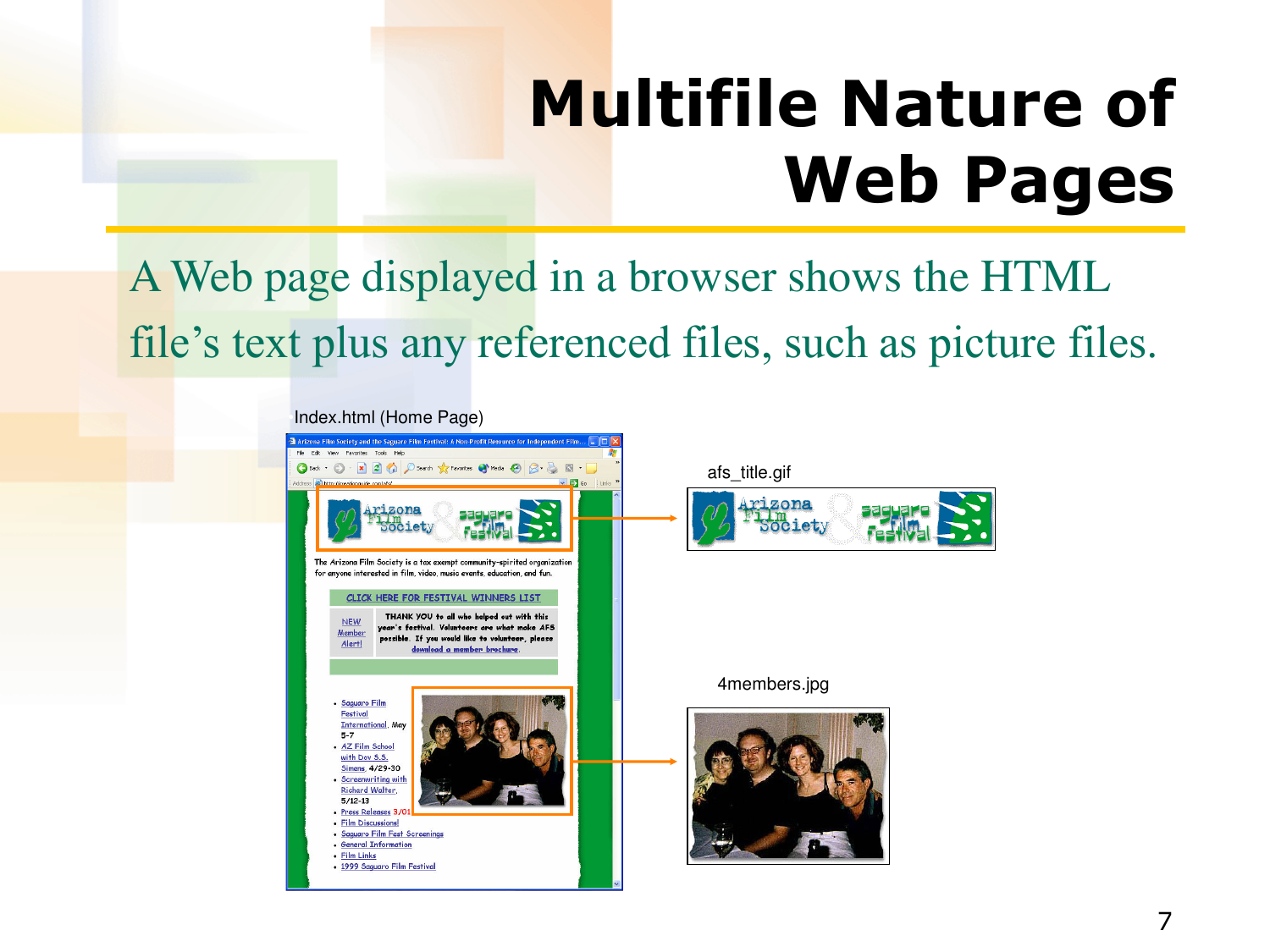# Multifile Nature of Web Pages

A Web page displayed in a browser shows the HTML file's text plus any referenced files, such as picture files.

Index.html (Home Page)

afs_title.gif

4members.jpg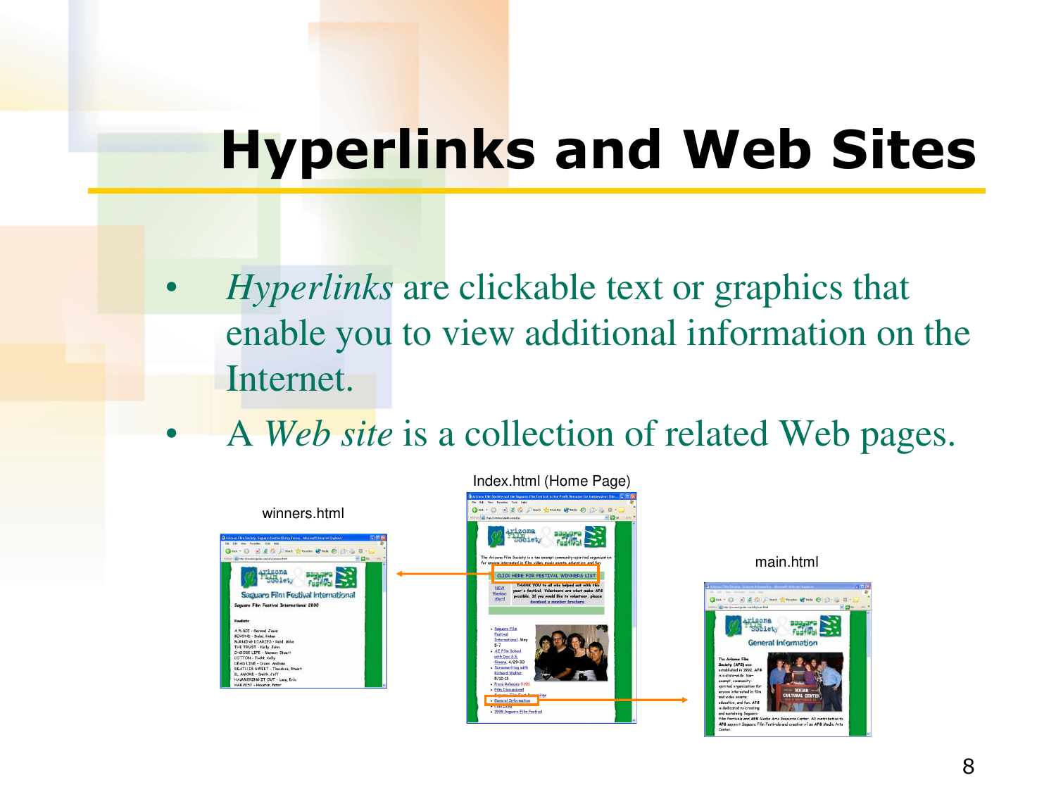# Hyperlinks and Web Sites

- *Hyperlinks* are clickable text or graphics that enable you to view additional information on the Internet.
- A *Web site* is a collection of related Web pages.

Index.html (Home Page)

winners.html

main.html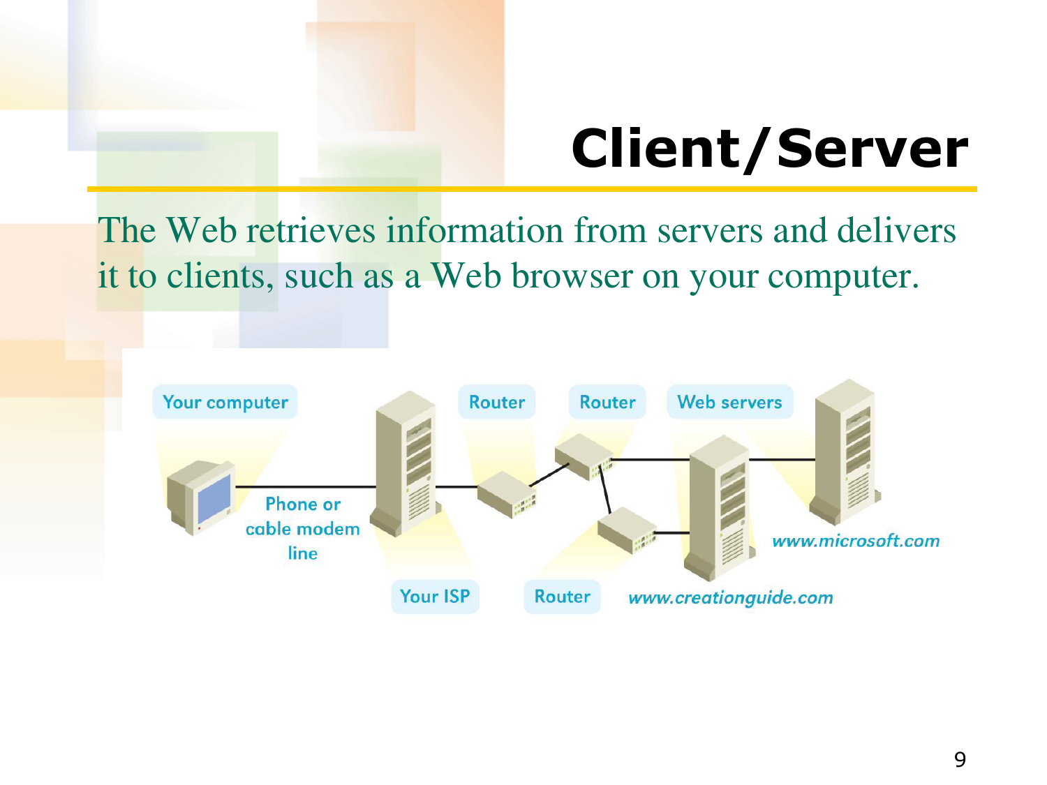# Client/Server

The Web retrieves information from servers and delivers it to clients, such as a Web browser on your computer.

Your computer

Phone or cable modem line

Your ISP

Router

Router

Router

Web servers

www.creationguide.com

www.microsoft.com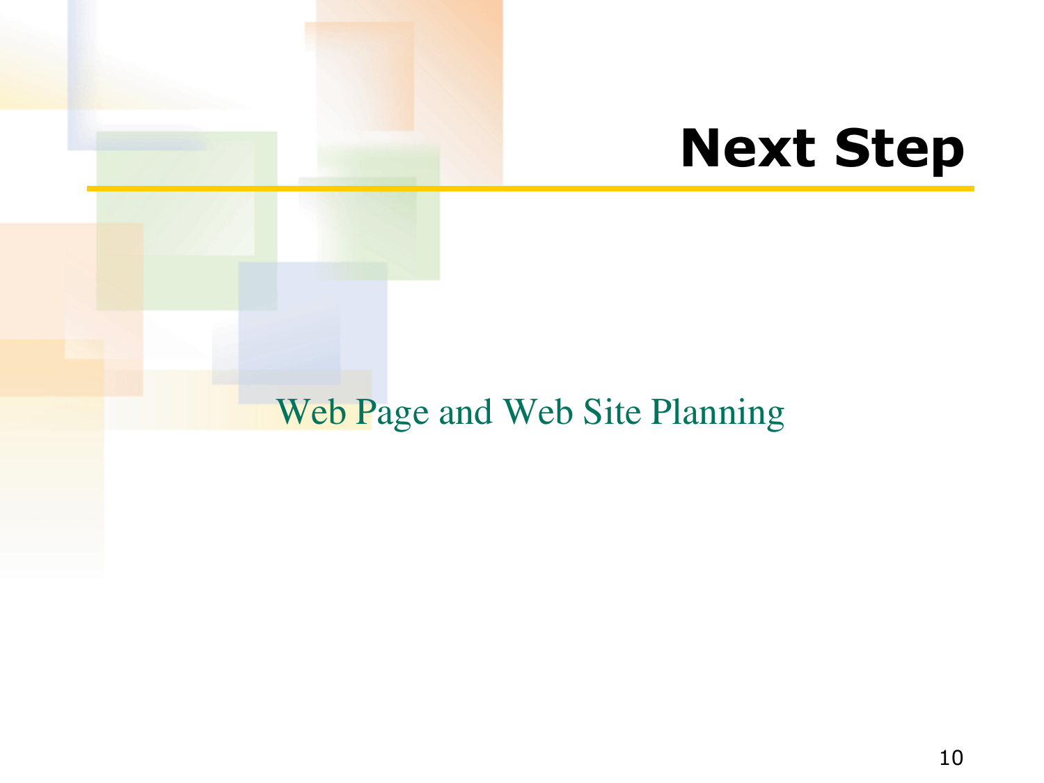# Next Step

Web Page and Web Site Planning